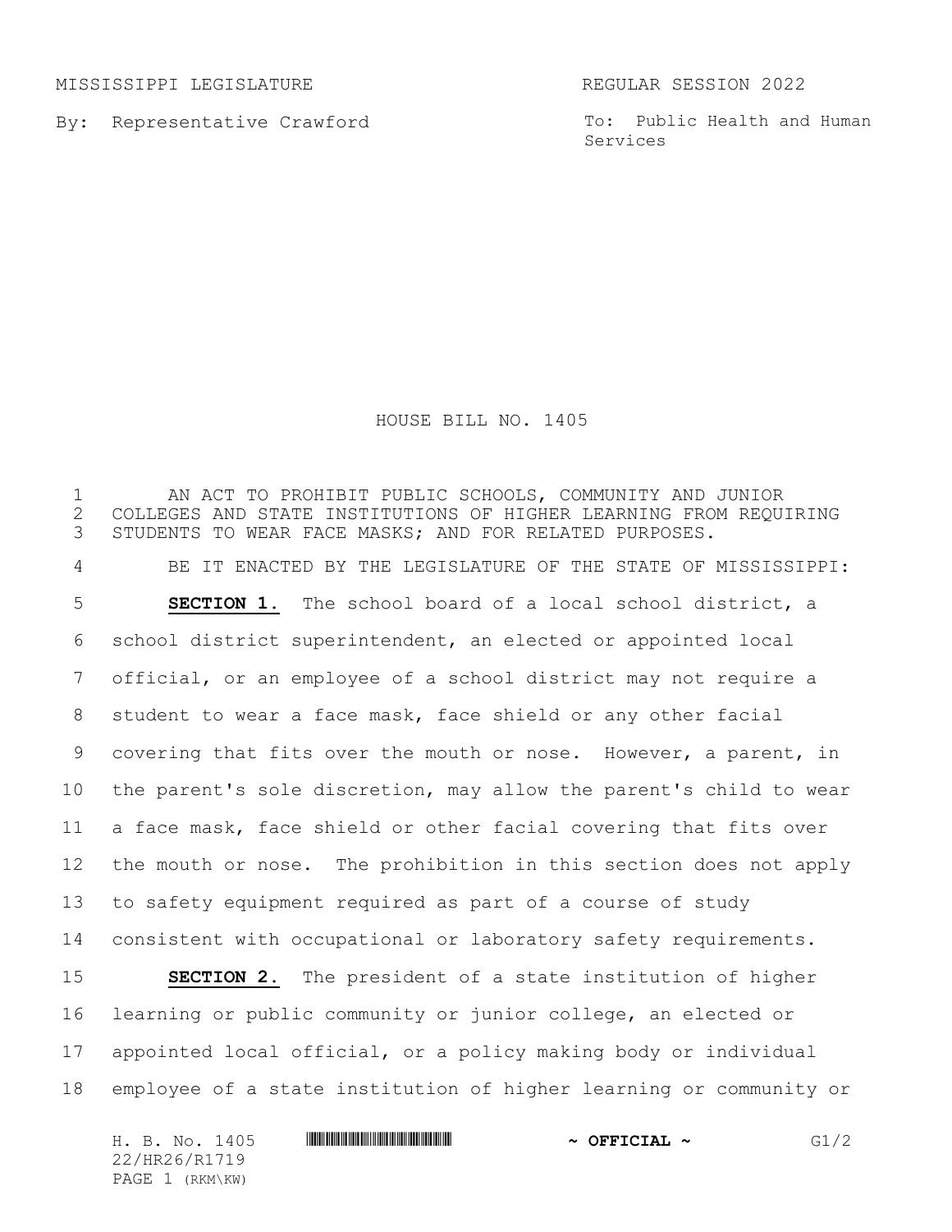MISSISSIPPI LEGISLATURE REGULAR SESSION 2022

By: Representative Crawford

To: Public Health and Human Services

# HOUSE BILL NO. 1405

AN ACT TO PROHIBIT PUBLIC SCHOOLS, COMMUNITY AND JUNIOR COLLEGES AND STATE INSTITUTIONS OF HIGHER LEARNING FROM REQUIRING STUDENTS TO WEAR FACE MASKS; AND FOR RELATED PURPOSES.

BE IT ENACTED BY THE LEGISLATURE OF THE STATE OF MISSISSIPPI:

**SECTION 1.** The school board of a local school district, a school district superintendent, an elected or appointed local official, or an employee of a school district may not require a student to wear a face mask, face shield or any other facial covering that fits over the mouth or nose. However, a parent, in the parent's sole discretion, may allow the parent's child to wear a face mask, face shield or other facial covering that fits over the mouth or nose. The prohibition in this section does not apply to safety equipment required as part of a course of study consistent with occupational or laboratory safety requirements.

**SECTION 2.** The president of a state institution of higher learning or public community or junior college, an elected or appointed local official, or a policy making body or individual employee of a state institution of higher learning or community or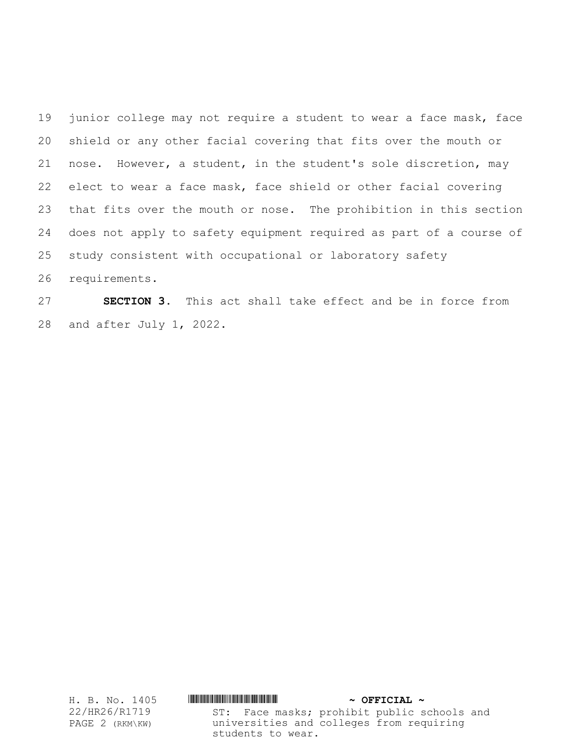junior college may not require a student to wear a face mask, face shield or any other facial covering that fits over the mouth or nose. However, a student, in the student's sole discretion, may elect to wear a face mask, face shield or other facial covering that fits over the mouth or nose. The prohibition in this section does not apply to safety equipment required as part of a course of study consistent with occupational or laboratory safety requirements.

**SECTION 3.** This act shall take effect and be in force from and after July 1, 2022.